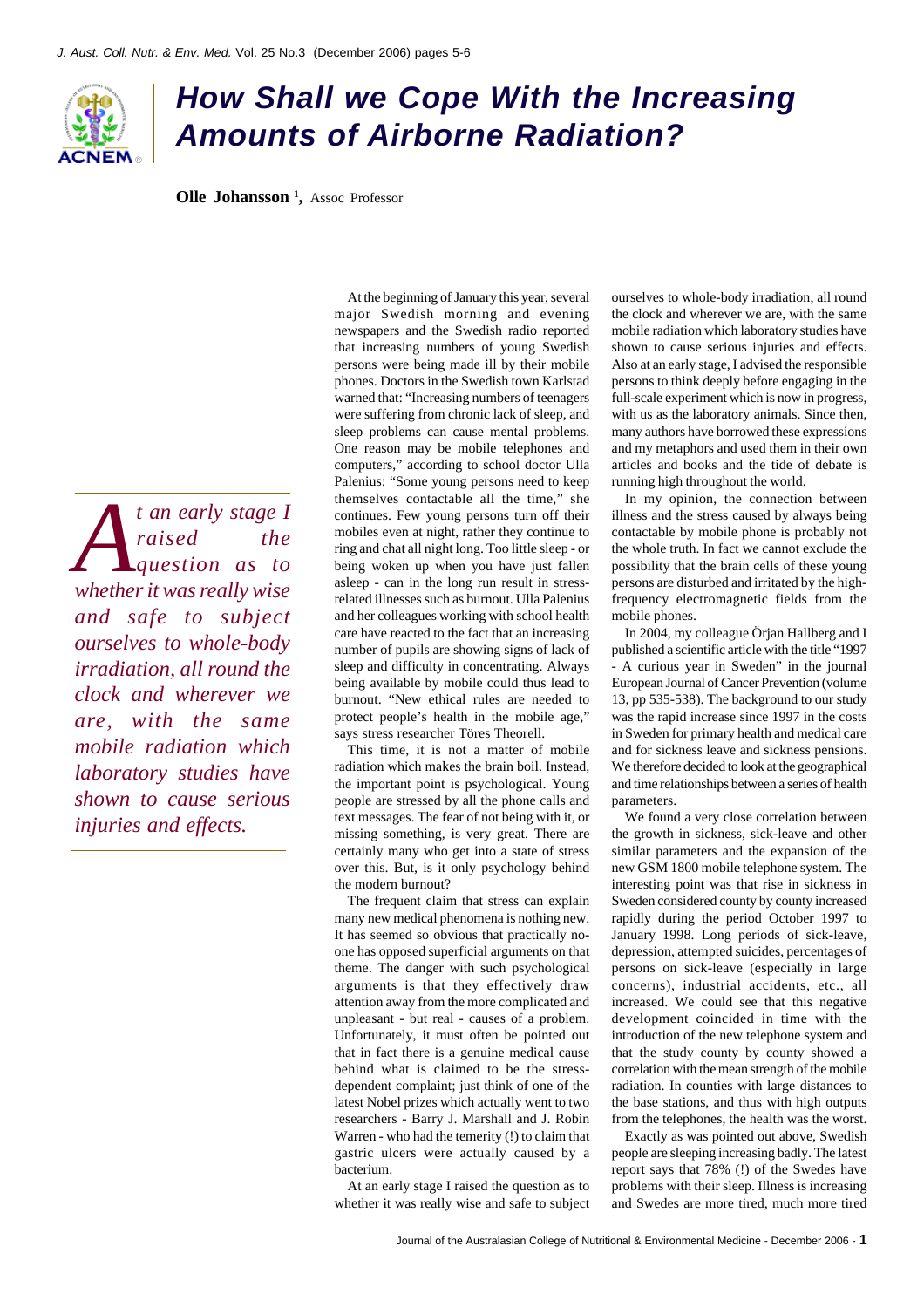# How Shall we Cope With the Increasing Amounts of Airborne Radiation?

**Olle Johansson** [1], Assoc Professor

> *At an early stage I raised the question as to whether it was really wise and safe to subject ourselves to whole-body irradiation, all round the clock and wherever we are, with the same mobile radiation which laboratory studies have shown to cause serious injuries and effects.*

At the beginning of January this year, several major Swedish morning and evening newspapers and the Swedish radio reported that increasing numbers of young Swedish persons were being made ill by their mobile phones. Doctors in the Swedish town Karlstad warned that: "Increasing numbers of teenagers were suffering from chronic lack of sleep, and sleep problems can cause mental problems. One reason may be mobile telephones and computers," according to school doctor Ulla Palenius: "Some young persons need to keep themselves contactable all the time," she continues. Few young persons turn off their mobiles even at night, rather they continue to ring and chat all night long. Too little sleep - or being woken up when you have just fallen asleep - can in the long run result in stress-related illnesses such as burnout. Ulla Palenius and her colleagues working with school health care have reacted to the fact that an increasing number of pupils are showing signs of lack of sleep and difficulty in concentrating. Always being available by mobile could thus lead to burnout. "New ethical rules are needed to protect people's health in the mobile age," says stress researcher Töres Theorell.

This time, it is not a matter of mobile radiation which makes the brain boil. Instead, the important point is psychological. Young people are stressed by all the phone calls and text messages. The fear of not being with it, or missing something, is very great. There are certainly many who get into a state of stress over this. But, is it only psychology behind the modern burnout?

The frequent claim that stress can explain many new medical phenomena is nothing new. It has seemed so obvious that practically no-one has opposed superficial arguments on that theme. The danger with such psychological arguments is that they effectively draw attention away from the more complicated and unpleasant - but real - causes of a problem. Unfortunately, it must often be pointed out that in fact there is a genuine medical cause behind what is claimed to be the stress-dependent complaint; just think of one of the latest Nobel prizes which actually went to two researchers - Barry J. Marshall and J. Robin Warren - who had the temerity (!) to claim that gastric ulcers were actually caused by a bacterium.

At an early stage I raised the question as to whether it was really wise and safe to subject ourselves to whole-body irradiation, all round the clock and wherever we are, with the same mobile radiation which laboratory studies have shown to cause serious injuries and effects. Also at an early stage, I advised the responsible persons to think deeply before engaging in the full-scale experiment which is now in progress, with us as the laboratory animals. Since then, many authors have borrowed these expressions and my metaphors and used them in their own articles and books and the tide of debate is running high throughout the world.

In my opinion, the connection between illness and the stress caused by always being contactable by mobile phone is probably not the whole truth. In fact we cannot exclude the possibility that the brain cells of these young persons are disturbed and irritated by the high-frequency electromagnetic fields from the mobile phones.

In 2004, my colleague Örjan Hallberg and I published a scientific article with the title "1997 - A curious year in Sweden" in the journal European Journal of Cancer Prevention (volume 13, pp 535-538). The background to our study was the rapid increase since 1997 in the costs in Sweden for primary health and medical care and for sickness leave and sickness pensions. We therefore decided to look at the geographical and time relationships between a series of health parameters.

We found a very close correlation between the growth in sickness, sick-leave and other similar parameters and the expansion of the new GSM 1800 mobile telephone system. The interesting point was that rise in sickness in Sweden considered county by county increased rapidly during the period October 1997 to January 1998. Long periods of sick-leave, depression, attempted suicides, percentages of persons on sick-leave (especially in large concerns), industrial accidents, etc., all increased. We could see that this negative development coincided in time with the introduction of the new telephone system and that the study county by county showed a correlation with the mean strength of the mobile radiation. In counties with large distances to the base stations, and thus with high outputs from the telephones, the health was the worst.

Exactly as was pointed out above, Swedish people are sleeping increasing badly. The latest report says that 78% (!) of the Swedes have problems with their sleep. Illness is increasing and Swedes are more tired, much more tired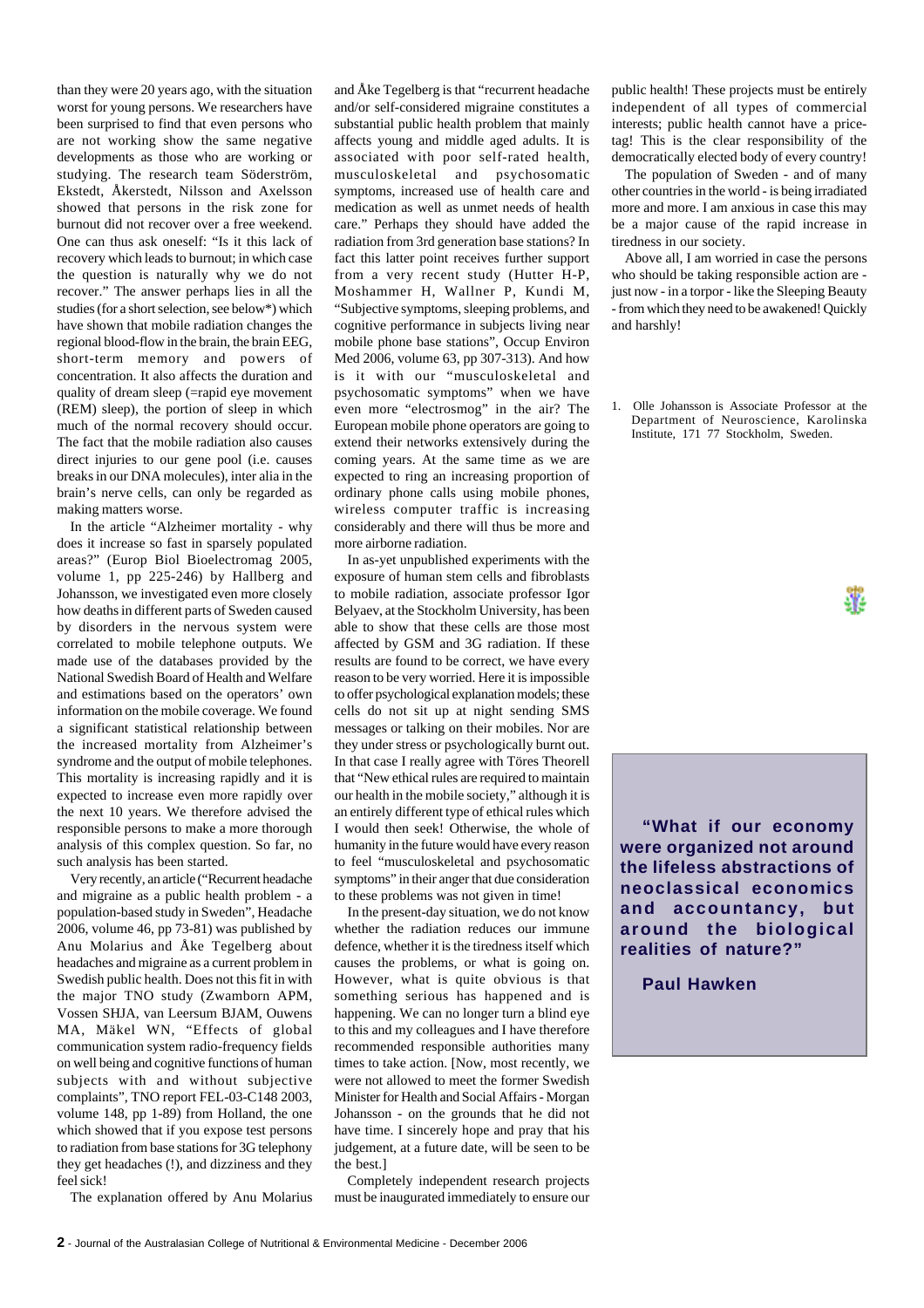than they were 20 years ago, with the situation worst for young persons. We researchers have been surprised to find that even persons who are not working show the same negative developments as those who are working or studying. The research team Söderström, Ekstedt, Åkerstedt, Nilsson and Axelsson showed that persons in the risk zone for burnout did not recover over a free weekend. One can thus ask oneself: "Is it this lack of recovery which leads to burnout; in which case the question is naturally why we do not recover." The answer perhaps lies in all the studies (for a short selection, see below*) which have shown that mobile radiation changes the regional blood-flow in the brain, the brain EEG, short-term memory and powers of concentration. It also affects the duration and quality of dream sleep (=rapid eye movement (REM) sleep), the portion of sleep in which much of the normal recovery should occur. The fact that the mobile radiation also causes direct injuries to our gene pool (i.e. causes breaks in our DNA molecules), inter alia in the brain's nerve cells, can only be regarded as making matters worse.

In the article "Alzheimer mortality - why does it increase so fast in sparsely populated areas?" (Europ Biol Bioelectromag 2005, volume 1, pp 225-246) by Hallberg and Johansson, we investigated even more closely how deaths in different parts of Sweden caused by disorders in the nervous system were correlated to mobile telephone outputs. We made use of the databases provided by the National Swedish Board of Health and Welfare and estimations based on the operators' own information on the mobile coverage. We found a significant statistical relationship between the increased mortality from Alzheimer's syndrome and the output of mobile telephones. This mortality is increasing rapidly and it is expected to increase even more rapidly over the next 10 years. We therefore advised the responsible persons to make a more thorough analysis of this complex question. So far, no such analysis has been started.

Very recently, an article ("Recurrent headache and migraine as a public health problem - a population-based study in Sweden", Headache 2006, volume 46, pp 73-81) was published by Anu Molarius and Åke Tegelberg about headaches and migraine as a current problem in Swedish public health. Does not this fit in with the major TNO study (Zwamborn APM, Vossen SHJA, van Leersum BJAM, Ouwens MA, Mäkel WN, "Effects of global communication system radio-frequency fields on well being and cognitive functions of human subjects with and without subjective complaints", TNO report FEL-03-C148 2003, volume 148, pp 1-89) from Holland, the one which showed that if you expose test persons to radiation from base stations for 3G telephony they get headaches (!), and dizziness and they feel sick!

The explanation offered by Anu Molarius and Åke Tegelberg is that "recurrent headache and/or self-considered migraine constitutes a substantial public health problem that mainly affects young and middle aged adults. It is associated with poor self-rated health, musculoskeletal and psychosomatic symptoms, increased use of health care and medication as well as unmet needs of health care." Perhaps they should have added the radiation from 3rd generation base stations? In fact this latter point receives further support from a very recent study (Hutter H-P, Moshammer H, Wallner P, Kundi M, "Subjective symptoms, sleeping problems, and cognitive performance in subjects living near mobile phone base stations", Occup Environ Med 2006, volume 63, pp 307-313). And how is it with our "musculoskeletal and psychosomatic symptoms" when we have even more "electrosmog" in the air? The European mobile phone operators are going to extend their networks extensively during the coming years. At the same time as we are expected to ring an increasing proportion of ordinary phone calls using mobile phones, wireless computer traffic is increasing considerably and there will thus be more and more airborne radiation.

In as-yet unpublished experiments with the exposure of human stem cells and fibroblasts to mobile radiation, associate professor Igor Belyaev, at the Stockholm University, has been able to show that these cells are those most affected by GSM and 3G radiation. If these results are found to be correct, we have every reason to be very worried. Here it is impossible to offer psychological explanation models; these cells do not sit up at night sending SMS messages or talking on their mobiles. Nor are they under stress or psychologically burnt out. In that case I really agree with Töres Theorell that "New ethical rules are required to maintain our health in the mobile society," although it is an entirely different type of ethical rules which I would then seek! Otherwise, the whole of humanity in the future would have every reason to feel "musculoskeletal and psychosomatic symptoms" in their anger that due consideration to these problems was not given in time!

In the present-day situation, we do not know whether the radiation reduces our immune defence, whether it is the tiredness itself which causes the problems, or what is going on. However, what is quite obvious is that something serious has happened and is happening. We can no longer turn a blind eye to this and my colleagues and I have therefore recommended responsible authorities many times to take action. [Now, most recently, we were not allowed to meet the former Swedish Minister for Health and Social Affairs - Morgan Johansson - on the grounds that he did not have time. I sincerely hope and pray that his judgement, at a future date, will be seen to be the best.]

Completely independent research projects must be inaugurated immediately to ensure our public health! These projects must be entirely independent of all types of commercial interests; public health cannot have a price-tag! This is the clear responsibility of the democratically elected body of every country!

The population of Sweden - and of many other countries in the world - is being irradiated more and more. I am anxious in case this may be a major cause of the rapid increase in tiredness in our society.

Above all, I am worried in case the persons who should be taking responsible action are - just now - in a torpor - like the Sleeping Beauty - from which they need to be awakened! Quickly and harshly!

1. Olle Johansson is Associate Professor at the Department of Neuroscience, Karolinska Institute, 171 77 Stockholm, Sweden.

> **"What if our economy were organized not around the lifeless abstractions of neoclassical economics and accountancy, but around the biological realities of nature?"**
>
> **Paul Hawken**